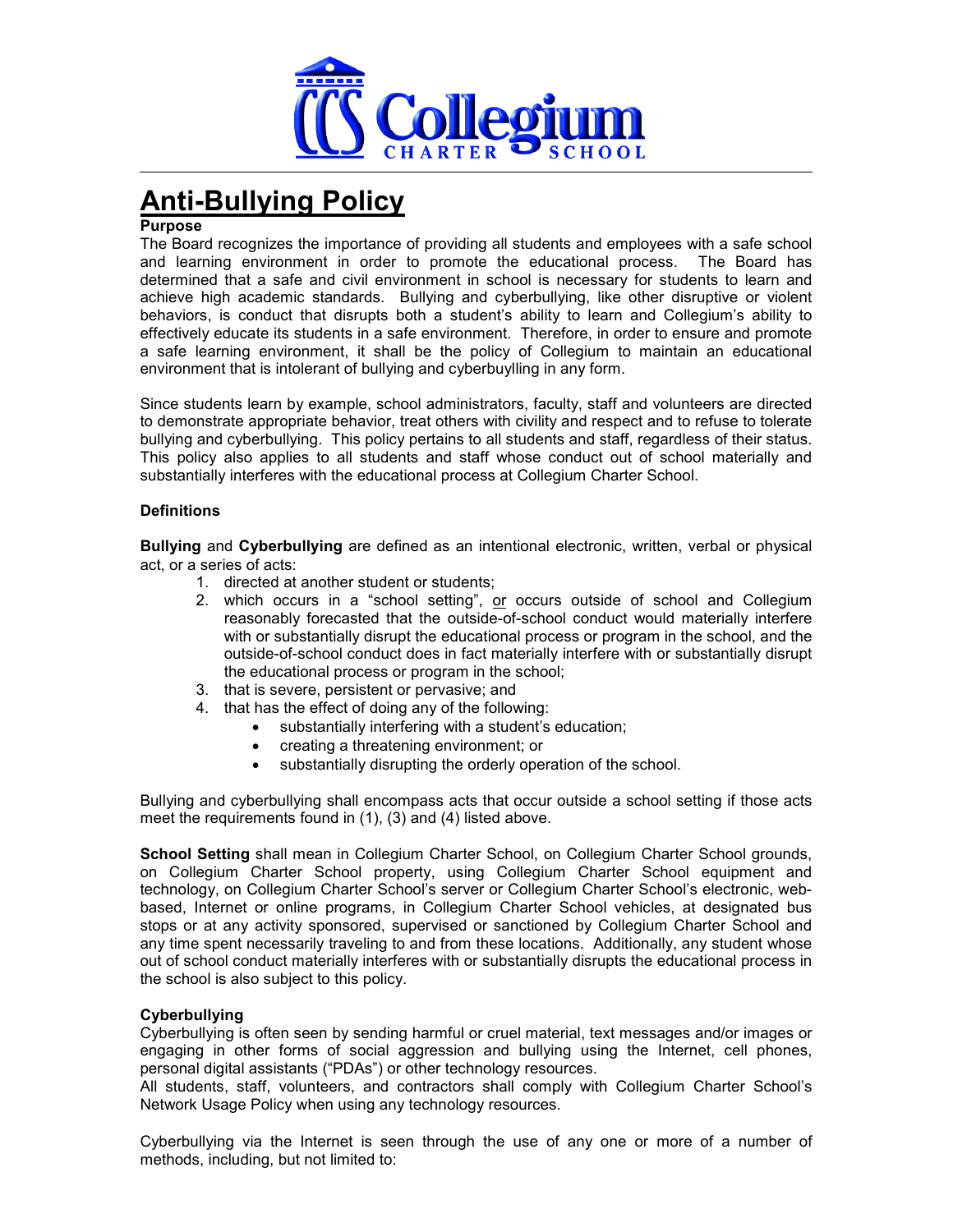# Anti-Bullying Policy

**Purpose**

The Board recognizes the importance of providing all students and employees with a safe school and learning environment in order to promote the educational process. The Board has determined that a safe and civil environment in school is necessary for students to learn and achieve high academic standards. Bullying and cyberbullying, like other disruptive or violent behaviors, is conduct that disrupts both a student's ability to learn and Collegium's ability to effectively educate its students in a safe environment. Therefore, in order to ensure and promote a safe learning environment, it shall be the policy of Collegium to maintain an educational environment that is intolerant of bullying and cyberbuylling in any form.

Since students learn by example, school administrators, faculty, staff and volunteers are directed to demonstrate appropriate behavior, treat others with civility and respect and to refuse to tolerate bullying and cyberbullying. This policy pertains to all students and staff, regardless of their status. This policy also applies to all students and staff whose conduct out of school materially and substantially interferes with the educational process at Collegium Charter School.

**Definitions**

**Bullying** and **Cyberbullying** are defined as an intentional electronic, written, verbal or physical act, or a series of acts:

1. directed at another student or students;
2. which occurs in a "school setting", or occurs outside of school and Collegium reasonably forecasted that the outside-of-school conduct would materially interfere with or substantially disrupt the educational process or program in the school, and the outside-of-school conduct does in fact materially interfere with or substantially disrupt the educational process or program in the school;
3. that is severe, persistent or pervasive; and
4. that has the effect of doing any of the following:
   - substantially interfering with a student's education;
   - creating a threatening environment; or
   - substantially disrupting the orderly operation of the school.

Bullying and cyberbullying shall encompass acts that occur outside a school setting if those acts meet the requirements found in (1), (3) and (4) listed above.

**School Setting** shall mean in Collegium Charter School, on Collegium Charter School grounds, on Collegium Charter School property, using Collegium Charter School equipment and technology, on Collegium Charter School's server or Collegium Charter School's electronic, web-based, Internet or online programs, in Collegium Charter School vehicles, at designated bus stops or at any activity sponsored, supervised or sanctioned by Collegium Charter School and any time spent necessarily traveling to and from these locations. Additionally, any student whose out of school conduct materially interferes with or substantially disrupts the educational process in the school is also subject to this policy.

**Cyberbullying**

Cyberbullying is often seen by sending harmful or cruel material, text messages and/or images or engaging in other forms of social aggression and bullying using the Internet, cell phones, personal digital assistants ("PDAs") or other technology resources.

All students, staff, volunteers, and contractors shall comply with Collegium Charter School's Network Usage Policy when using any technology resources.

Cyberbullying via the Internet is seen through the use of any one or more of a number of methods, including, but not limited to: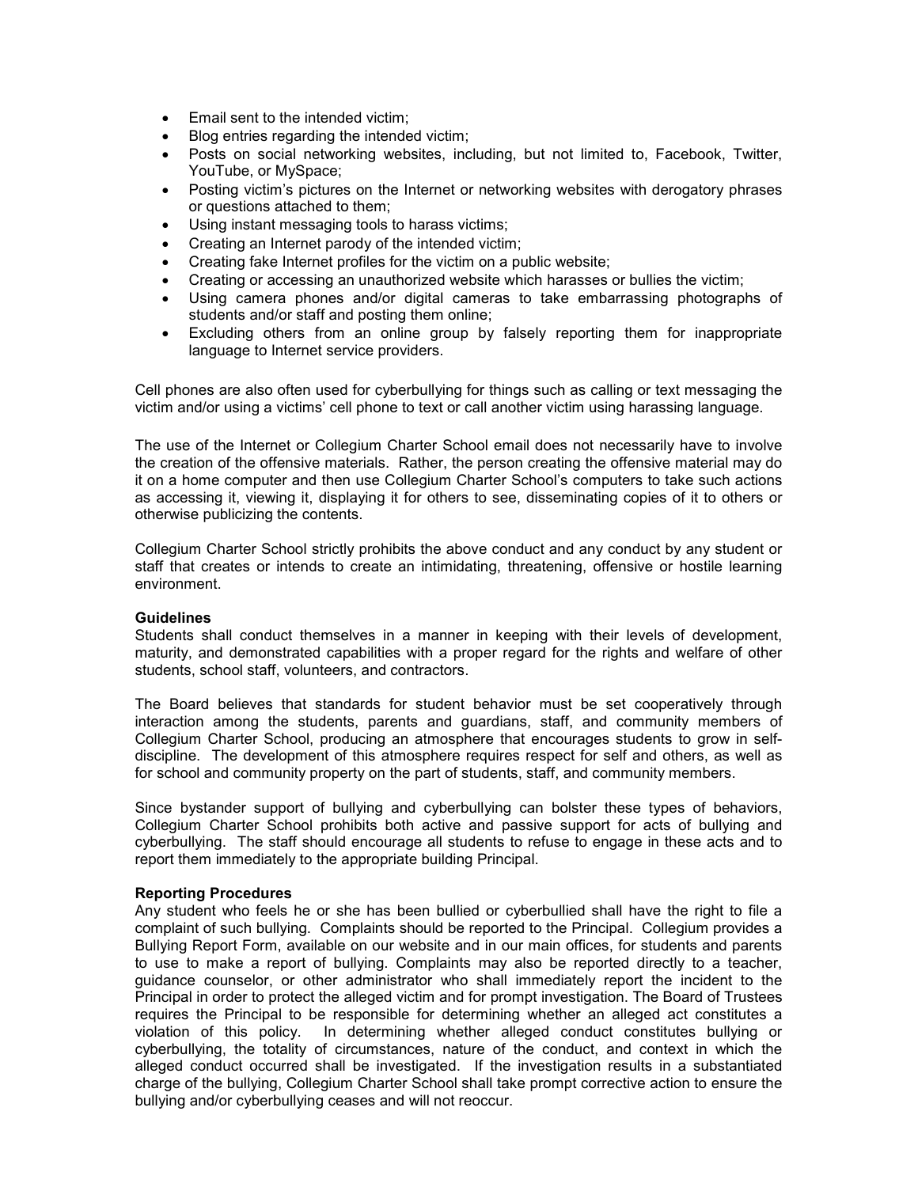- Email sent to the intended victim;
- Blog entries regarding the intended victim;
- Posts on social networking websites, including, but not limited to, Facebook, Twitter, YouTube, or MySpace;
- Posting victim's pictures on the Internet or networking websites with derogatory phrases or questions attached to them;
- Using instant messaging tools to harass victims;
- Creating an Internet parody of the intended victim;
- Creating fake Internet profiles for the victim on a public website;
- Creating or accessing an unauthorized website which harasses or bullies the victim;
- Using camera phones and/or digital cameras to take embarrassing photographs of students and/or staff and posting them online;
- Excluding others from an online group by falsely reporting them for inappropriate language to Internet service providers.

Cell phones are also often used for cyberbullying for things such as calling or text messaging the victim and/or using a victims' cell phone to text or call another victim using harassing language.

The use of the Internet or Collegium Charter School email does not necessarily have to involve the creation of the offensive materials. Rather, the person creating the offensive material may do it on a home computer and then use Collegium Charter School's computers to take such actions as accessing it, viewing it, displaying it for others to see, disseminating copies of it to others or otherwise publicizing the contents.

Collegium Charter School strictly prohibits the above conduct and any conduct by any student or staff that creates or intends to create an intimidating, threatening, offensive or hostile learning environment.

**Guidelines**

Students shall conduct themselves in a manner in keeping with their levels of development, maturity, and demonstrated capabilities with a proper regard for the rights and welfare of other students, school staff, volunteers, and contractors.

The Board believes that standards for student behavior must be set cooperatively through interaction among the students, parents and guardians, staff, and community members of Collegium Charter School, producing an atmosphere that encourages students to grow in self-discipline. The development of this atmosphere requires respect for self and others, as well as for school and community property on the part of students, staff, and community members.

Since bystander support of bullying and cyberbullying can bolster these types of behaviors, Collegium Charter School prohibits both active and passive support for acts of bullying and cyberbullying. The staff should encourage all students to refuse to engage in these acts and to report them immediately to the appropriate building Principal.

**Reporting Procedures**

Any student who feels he or she has been bullied or cyberbullied shall have the right to file a complaint of such bullying. Complaints should be reported to the Principal. Collegium provides a Bullying Report Form, available on our website and in our main offices, for students and parents to use to make a report of bullying. Complaints may also be reported directly to a teacher, guidance counselor, or other administrator who shall immediately report the incident to the Principal in order to protect the alleged victim and for prompt investigation. The Board of Trustees requires the Principal to be responsible for determining whether an alleged act constitutes a violation of this policy. In determining whether alleged conduct constitutes bullying or cyberbullying, the totality of circumstances, nature of the conduct, and context in which the alleged conduct occurred shall be investigated. If the investigation results in a substantiated charge of the bullying, Collegium Charter School shall take prompt corrective action to ensure the bullying and/or cyberbullying ceases and will not reoccur.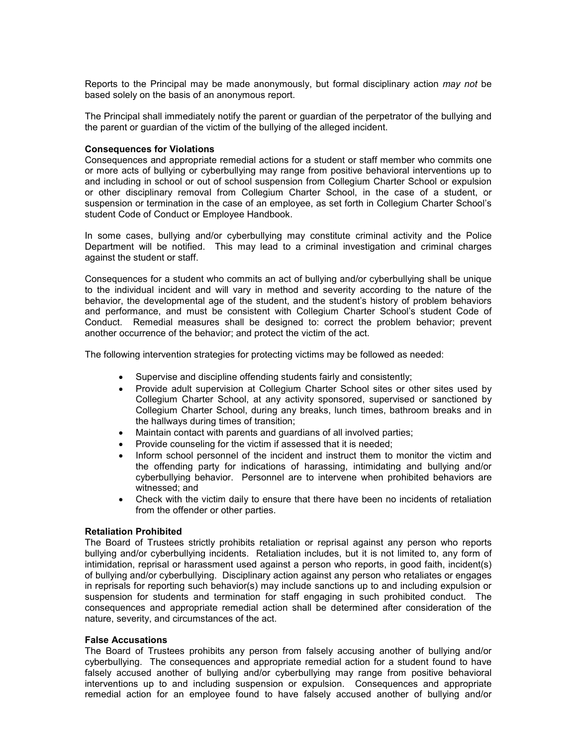Reports to the Principal may be made anonymously, but formal disciplinary action *may not* be based solely on the basis of an anonymous report.

The Principal shall immediately notify the parent or guardian of the perpetrator of the bullying and the parent or guardian of the victim of the bullying of the alleged incident.

**Consequences for Violations**

Consequences and appropriate remedial actions for a student or staff member who commits one or more acts of bullying or cyberbullying may range from positive behavioral interventions up to and including in school or out of school suspension from Collegium Charter School or expulsion or other disciplinary removal from Collegium Charter School, in the case of a student, or suspension or termination in the case of an employee, as set forth in Collegium Charter School's student Code of Conduct or Employee Handbook.

In some cases, bullying and/or cyberbullying may constitute criminal activity and the Police Department will be notified. This may lead to a criminal investigation and criminal charges against the student or staff.

Consequences for a student who commits an act of bullying and/or cyberbullying shall be unique to the individual incident and will vary in method and severity according to the nature of the behavior, the developmental age of the student, and the student's history of problem behaviors and performance, and must be consistent with Collegium Charter School's student Code of Conduct. Remedial measures shall be designed to: correct the problem behavior; prevent another occurrence of the behavior; and protect the victim of the act.

The following intervention strategies for protecting victims may be followed as needed:

- Supervise and discipline offending students fairly and consistently;
- Provide adult supervision at Collegium Charter School sites or other sites used by Collegium Charter School, at any activity sponsored, supervised or sanctioned by Collegium Charter School, during any breaks, lunch times, bathroom breaks and in the hallways during times of transition;
- Maintain contact with parents and guardians of all involved parties;
- Provide counseling for the victim if assessed that it is needed;
- Inform school personnel of the incident and instruct them to monitor the victim and the offending party for indications of harassing, intimidating and bullying and/or cyberbullying behavior. Personnel are to intervene when prohibited behaviors are witnessed; and
- Check with the victim daily to ensure that there have been no incidents of retaliation from the offender or other parties.

**Retaliation Prohibited**

The Board of Trustees strictly prohibits retaliation or reprisal against any person who reports bullying and/or cyberbullying incidents. Retaliation includes, but it is not limited to, any form of intimidation, reprisal or harassment used against a person who reports, in good faith, incident(s) of bullying and/or cyberbullying. Disciplinary action against any person who retaliates or engages in reprisals for reporting such behavior(s) may include sanctions up to and including expulsion or suspension for students and termination for staff engaging in such prohibited conduct. The consequences and appropriate remedial action shall be determined after consideration of the nature, severity, and circumstances of the act.

**False Accusations**

The Board of Trustees prohibits any person from falsely accusing another of bullying and/or cyberbullying. The consequences and appropriate remedial action for a student found to have falsely accused another of bullying and/or cyberbullying may range from positive behavioral interventions up to and including suspension or expulsion. Consequences and appropriate remedial action for an employee found to have falsely accused another of bullying and/or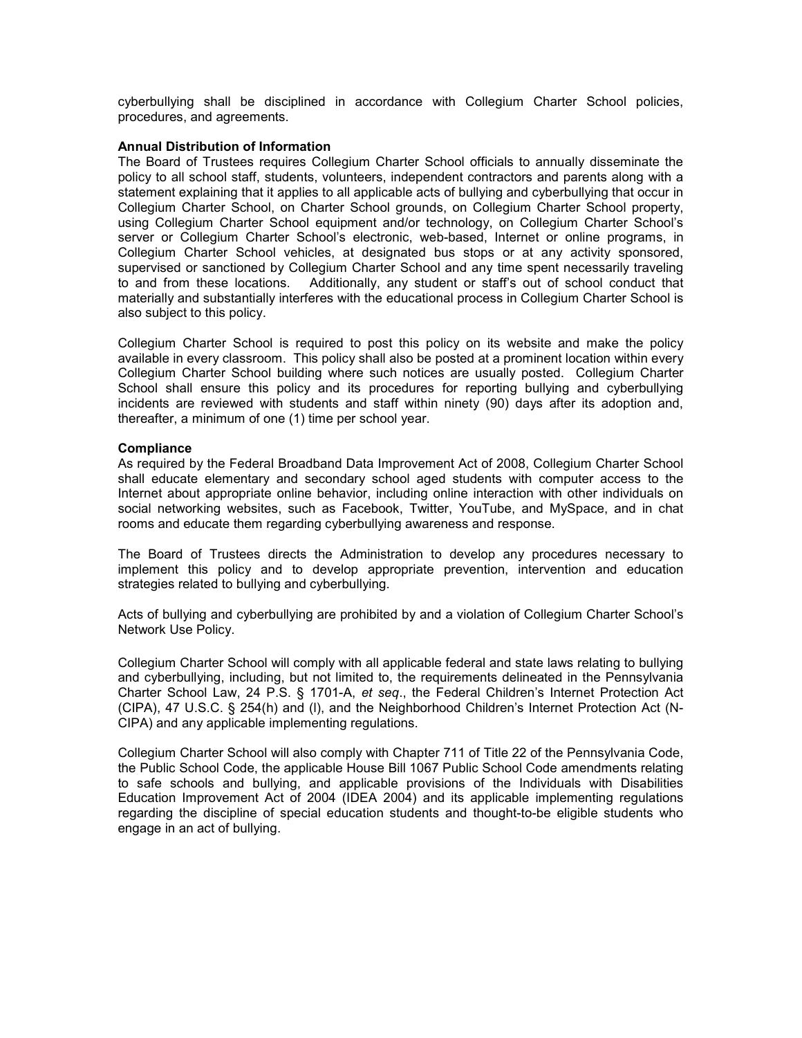cyberbullying shall be disciplined in accordance with Collegium Charter School policies, procedures, and agreements.

**Annual Distribution of Information**

The Board of Trustees requires Collegium Charter School officials to annually disseminate the policy to all school staff, students, volunteers, independent contractors and parents along with a statement explaining that it applies to all applicable acts of bullying and cyberbullying that occur in Collegium Charter School, on Charter School grounds, on Collegium Charter School property, using Collegium Charter School equipment and/or technology, on Collegium Charter School's server or Collegium Charter School's electronic, web-based, Internet or online programs, in Collegium Charter School vehicles, at designated bus stops or at any activity sponsored, supervised or sanctioned by Collegium Charter School and any time spent necessarily traveling to and from these locations. Additionally, any student or staff's out of school conduct that materially and substantially interferes with the educational process in Collegium Charter School is also subject to this policy.

Collegium Charter School is required to post this policy on its website and make the policy available in every classroom. This policy shall also be posted at a prominent location within every Collegium Charter School building where such notices are usually posted. Collegium Charter School shall ensure this policy and its procedures for reporting bullying and cyberbullying incidents are reviewed with students and staff within ninety (90) days after its adoption and, thereafter, a minimum of one (1) time per school year.

**Compliance**

As required by the Federal Broadband Data Improvement Act of 2008, Collegium Charter School shall educate elementary and secondary school aged students with computer access to the Internet about appropriate online behavior, including online interaction with other individuals on social networking websites, such as Facebook, Twitter, YouTube, and MySpace, and in chat rooms and educate them regarding cyberbullying awareness and response.

The Board of Trustees directs the Administration to develop any procedures necessary to implement this policy and to develop appropriate prevention, intervention and education strategies related to bullying and cyberbullying.

Acts of bullying and cyberbullying are prohibited by and a violation of Collegium Charter School's Network Use Policy.

Collegium Charter School will comply with all applicable federal and state laws relating to bullying and cyberbullying, including, but not limited to, the requirements delineated in the Pennsylvania Charter School Law, 24 P.S. § 1701-A, *et seq*., the Federal Children's Internet Protection Act (CIPA), 47 U.S.C. § 254(h) and (l), and the Neighborhood Children's Internet Protection Act (N-CIPA) and any applicable implementing regulations.

Collegium Charter School will also comply with Chapter 711 of Title 22 of the Pennsylvania Code, the Public School Code, the applicable House Bill 1067 Public School Code amendments relating to safe schools and bullying, and applicable provisions of the Individuals with Disabilities Education Improvement Act of 2004 (IDEA 2004) and its applicable implementing regulations regarding the discipline of special education students and thought-to-be eligible students who engage in an act of bullying.